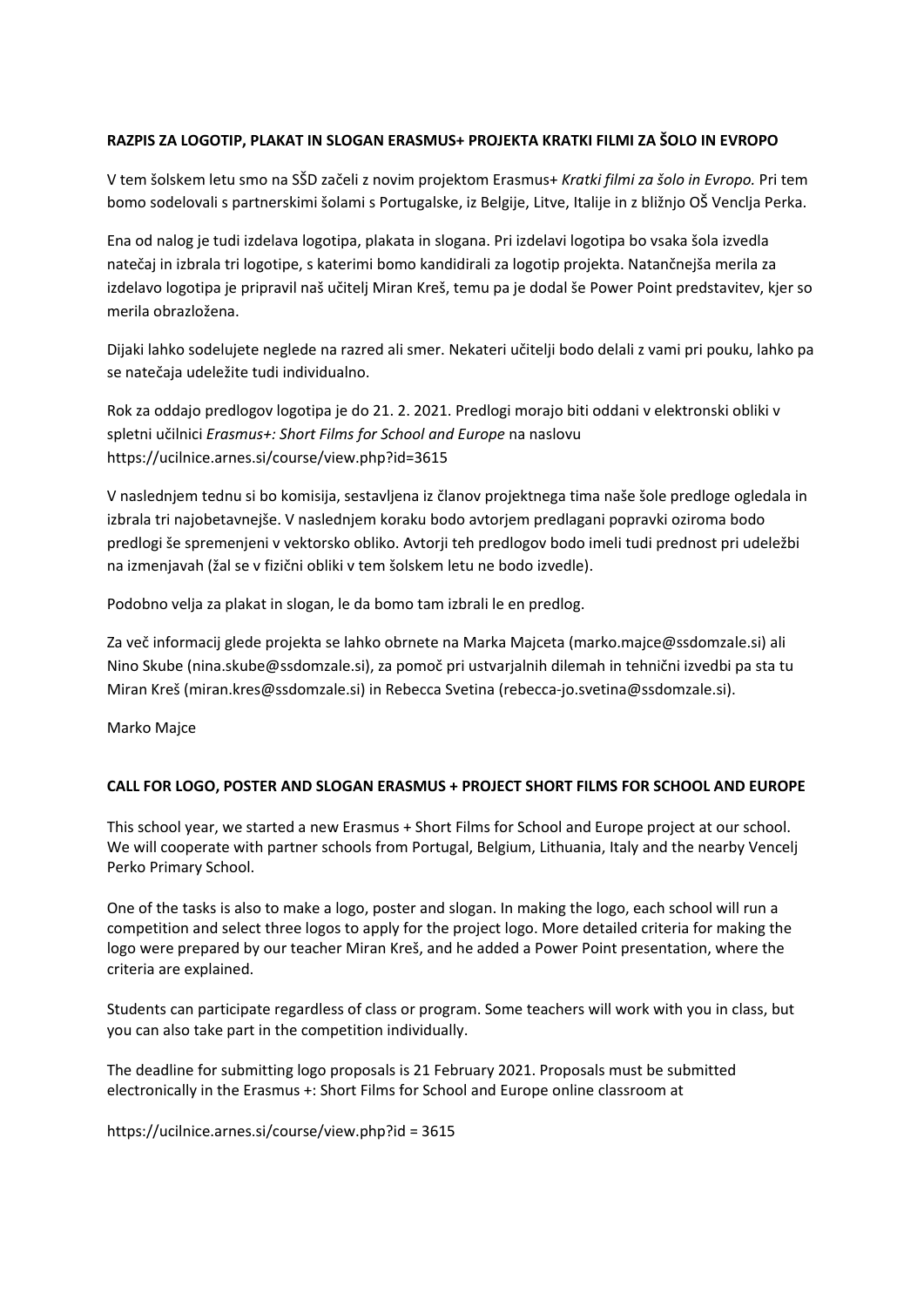**RAZPIS ZA LOGOTIP, PLAKAT IN SLOGAN ERASMUS+ PROJEKTA KRATKI FILMI ZA ŠOLO IN EVROPO**

V tem šolskem letu smo na SŠD začeli z novim projektom Erasmus+ *Kratki filmi za šolo in Evropo.* Pri tem bomo sodelovali s partnerskimi šolami s Portugalske, iz Belgije, Litve, Italije in z bližnjo OŠ Venclja Perka.

Ena od nalog je tudi izdelava logotipa, plakata in slogana. Pri izdelavi logotipa bo vsaka šola izvedla natečaj in izbrala tri logotipe, s katerimi bomo kandidirali za logotip projekta. Natančnejša merila za izdelavo logotipa je pripravil naš učitelj Miran Kreš, temu pa je dodal še Power Point predstavitev, kjer so merila obrazložena.

Dijaki lahko sodelujete neglede na razred ali smer. Nekateri učitelji bodo delali z vami pri pouku, lahko pa se natečaja udeležite tudi individualno.

Rok za oddajo predlogov logotipa je do 21. 2. 2021. Predlogi morajo biti oddani v elektronski obliki v spletni učilnici *Erasmus+: Short Films for School and Europe* na naslovu https://ucilnice.arnes.si/course/view.php?id=3615

V naslednjem tednu si bo komisija, sestavljena iz članov projektnega tima naše šole predloge ogledala in izbrala tri najobetavnejše. V naslednjem koraku bodo avtorjem predlagani popravki oziroma bodo predlogi še spremenjeni v vektorsko obliko. Avtorji teh predlogov bodo imeli tudi prednost pri udeležbi na izmenjavah (žal se v fizični obliki v tem šolskem letu ne bodo izvedle).

Podobno velja za plakat in slogan, le da bomo tam izbrali le en predlog.

Za več informacij glede projekta se lahko obrnete na Marka Majceta (marko.majce@ssdomzale.si) ali Nino Skube (nina.skube@ssdomzale.si), za pomoč pri ustvarjalnih dilemah in tehnični izvedbi pa sta tu Miran Kreš (miran.kres@ssdomzale.si) in Rebecca Svetina (rebecca-jo.svetina@ssdomzale.si).

Marko Majce

**CALL FOR LOGO, POSTER AND SLOGAN ERASMUS + PROJECT SHORT FILMS FOR SCHOOL AND EUROPE**

This school year, we started a new Erasmus + Short Films for School and Europe project at our school. We will cooperate with partner schools from Portugal, Belgium, Lithuania, Italy and the nearby Vencelj Perko Primary School.

One of the tasks is also to make a logo, poster and slogan. In making the logo, each school will run a competition and select three logos to apply for the project logo. More detailed criteria for making the logo were prepared by our teacher Miran Kreš, and he added a Power Point presentation, where the criteria are explained.

Students can participate regardless of class or program. Some teachers will work with you in class, but you can also take part in the competition individually.

The deadline for submitting logo proposals is 21 February 2021. Proposals must be submitted electronically in the Erasmus +: Short Films for School and Europe online classroom at

https://ucilnice.arnes.si/course/view.php?id = 3615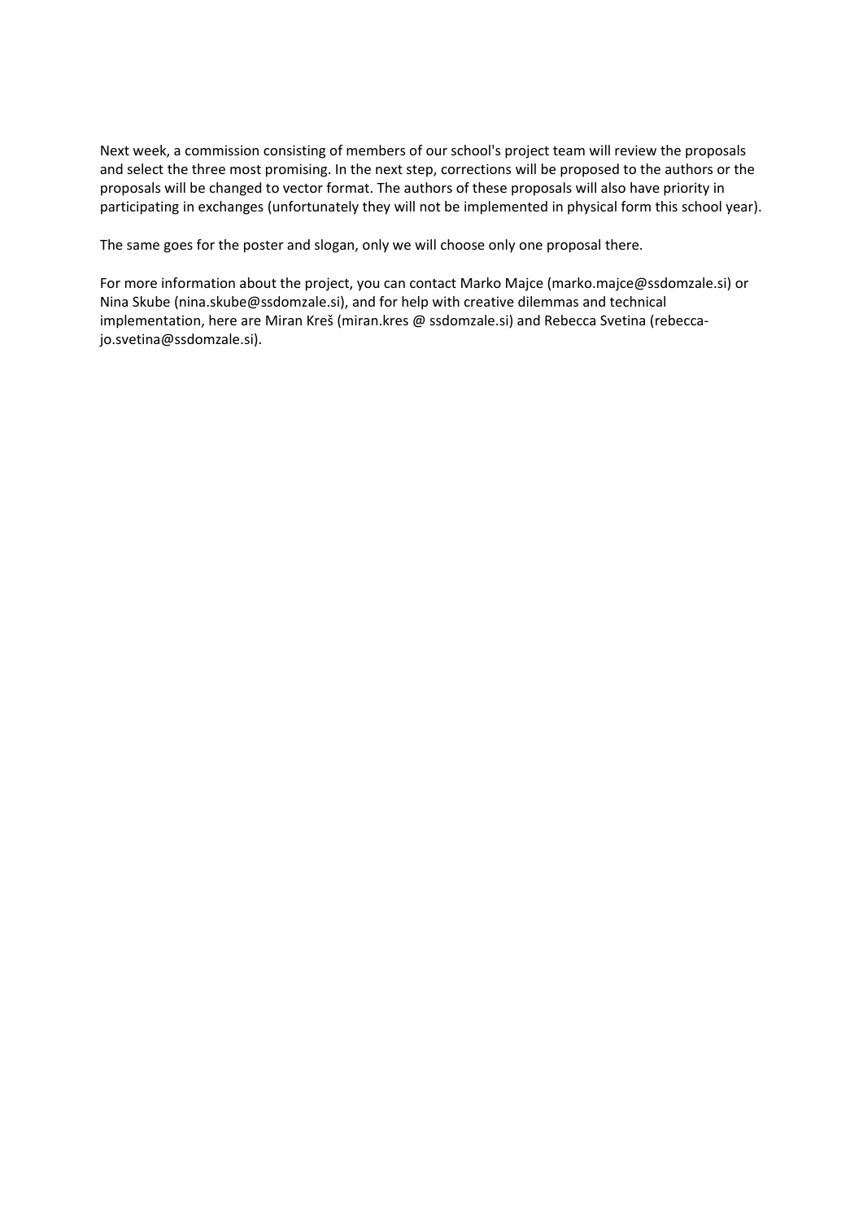Next week, a commission consisting of members of our school's project team will review the proposals and select the three most promising. In the next step, corrections will be proposed to the authors or the proposals will be changed to vector format. The authors of these proposals will also have priority in participating in exchanges (unfortunately they will not be implemented in physical form this school year).

The same goes for the poster and slogan, only we will choose only one proposal there.

For more information about the project, you can contact Marko Majce (marko.majce@ssdomzale.si) or Nina Skube (nina.skube@ssdomzale.si), and for help with creative dilemmas and technical implementation, here are Miran Kreš (miran.kres @ ssdomzale.si) and Rebecca Svetina (rebecca-jo.svetina@ssdomzale.si).